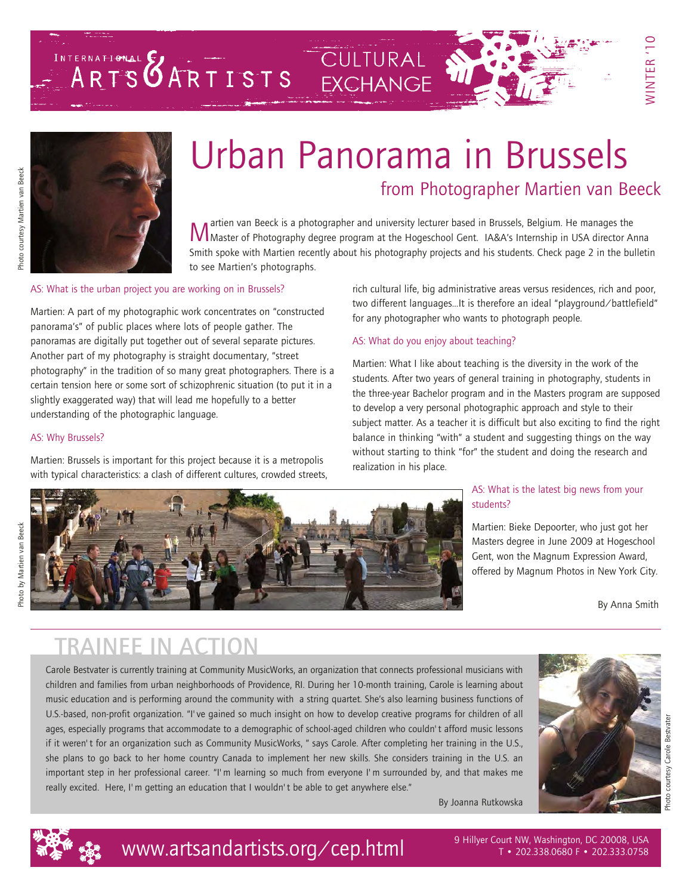INTERNATIONAL ARTS & ARTISTS CULTURAL EXCHANGE

WINTER '10

Photo courtesy Martien van Beeck

# Urban Panorama in Brussels

## from Photographer Martien van Beeck

Martien van Beeck is a photographer and university lecturer based in Brussels, Belgium. He manages the Master of Photography degree program at the Hogeschool Gent. IA&A's Internship in USA director Anna Smith spoke with Martien recently about his photography projects and his students. Check page 2 in the bulletin to see Martien's photographs.

AS: What is the urban project you are working on in Brussels?

Martien: A part of my photographic work concentrates on "constructed panorama's" of public places where lots of people gather. The panoramas are digitally put together out of several separate pictures. Another part of my photography is straight documentary, "street photography" in the tradition of so many great photographers. There is a certain tension here or some sort of schizophrenic situation (to put it in a slightly exaggerated way) that will lead me hopefully to a better understanding of the photographic language.

AS: Why Brussels?

Martien: Brussels is important for this project because it is a metropolis with typical characteristics: a clash of different cultures, crowded streets, rich cultural life, big administrative areas versus residences, rich and poor, two different languages...It is therefore an ideal "playground/battlefield" for any photographer who wants to photograph people.

AS: What do you enjoy about teaching?

Martien: What I like about teaching is the diversity in the work of the students. After two years of general training in photography, students in the three-year Bachelor program and in the Masters program are supposed to develop a very personal photographic approach and style to their subject matter. As a teacher it is difficult but also exciting to find the right balance in thinking "with" a student and suggesting things on the way without starting to think "for" the student and doing the research and realization in his place.

Photo by Martien van Beeck

AS: What is the latest big news from your students?

Martien: Bieke Depoorter, who just got her Masters degree in June 2009 at Hogeschool Gent, won the Magnum Expression Award, offered by Magnum Photos in New York City.

By Anna Smith

## TRAINEE IN ACTION

Carole Bestvater is currently training at Community MusicWorks, an organization that connects professional musicians with children and families from urban neighborhoods of Providence, RI. During her 10-month training, Carole is learning about music education and is performing around the community with a string quartet. She's also learning business functions of U.S.-based, non-profit organization. "I've gained so much insight on how to develop creative programs for children of all ages, especially programs that accommodate to a demographic of school-aged children who couldn't afford music lessons if it weren't for an organization such as Community MusicWorks," says Carole. After completing her training in the U.S., she plans to go back to her home country Canada to implement her new skills. She considers training in the U.S. an important step in her professional career. "I'm learning so much from everyone I'm surrounded by, and that makes me really excited. Here, I'm getting an education that I wouldn't be able to get anywhere else."

By Joanna Rutkowska

Photo courtesy Carole Bestvater

www.artsandartists.org/cep.html

9 Hillyer Court NW, Washington, DC 20008, USA
T • 202.338.0680 F • 202.333.0758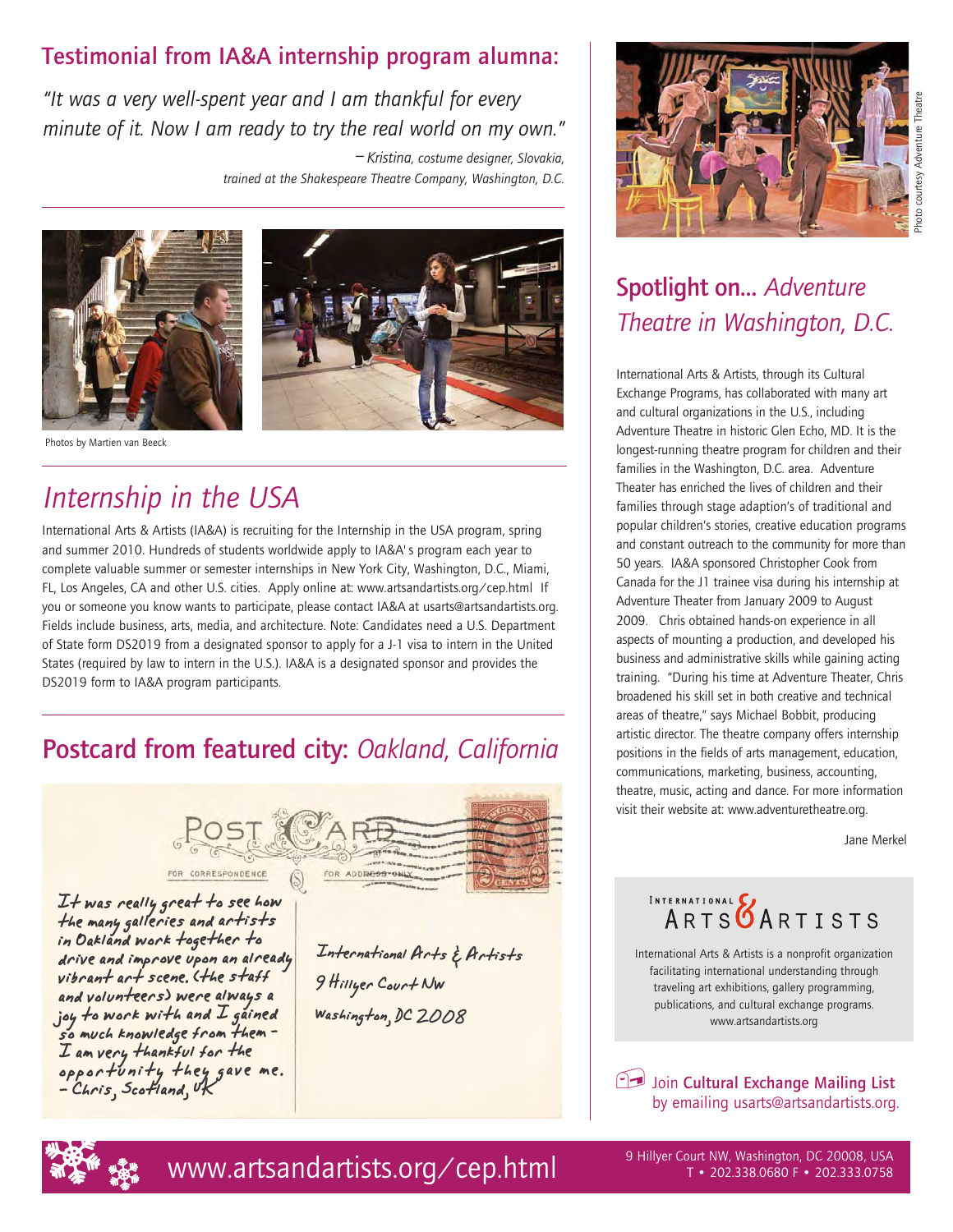## Testimonial from IA&A internship program alumna:

*"It was a very well-spent year and I am thankful for every minute of it. Now I am ready to try the real world on my own."*

*– Kristina, costume designer, Slovakia, trained at the Shakespeare Theatre Company, Washington, D.C.*

Photos by Martien van Beeck

## *Internship in the USA*

International Arts & Artists (IA&A) is recruiting for the Internship in the USA program, spring and summer 2010. Hundreds of students worldwide apply to IA&A' s program each year to complete valuable summer or semester internships in New York City, Washington, D.C., Miami, FL, Los Angeles, CA and other U.S. cities. Apply online at: www.artsandartists.org/cep.html If you or someone you know wants to participate, please contact IA&A at usarts@artsandartists.org. Fields include business, arts, media, and architecture. Note: Candidates need a U.S. Department of State form DS2019 from a designated sponsor to apply for a J-1 visa to intern in the United States (required by law to intern in the U.S.). IA&A is a designated sponsor and provides the DS2019 form to IA&A program participants.

## Postcard from featured city: *Oakland, California*

POST CARD

FOR CORRESPONDENCE

FOR ADDRESS ONLY

It was really great to see how the many galleries and artists in Oakland work together to drive and improve upon an already vibrant art scene. (the staff and volunteers) were always a joy to work with and I gained so much knowledge from them – I am very thankful for the opportunity they gave me.
– Chris, Scotland, UK

International Arts & Artists
9 Hillyer Court NW
Washington, DC 2008

Photo courtesy Adventure Theatre

## Spotlight on... *Adventure Theatre in Washington, D.C.*

International Arts & Artists, through its Cultural Exchange Programs, has collaborated with many art and cultural organizations in the U.S., including Adventure Theatre in historic Glen Echo, MD. It is the longest-running theatre program for children and their families in the Washington, D.C. area. Adventure Theater has enriched the lives of children and their families through stage adaption's of traditional and popular children's stories, creative education programs and constant outreach to the community for more than 50 years. IA&A sponsored Christopher Cook from Canada for the J1 trainee visa during his internship at Adventure Theater from January 2009 to August 2009. Chris obtained hands-on experience in all aspects of mounting a production, and developed his business and administrative skills while gaining acting training. "During his time at Adventure Theater, Chris broadened his skill set in both creative and technical areas of theatre," says Michael Bobbit, producing artistic director. The theatre company offers internship positions in the fields of arts management, education, communications, marketing, business, accounting, theatre, music, acting and dance. For more information visit their website at: www.adventuretheatre.org.

Jane Merkel

INTERNATIONAL ARTS & ARTISTS

International Arts & Artists is a nonprofit organization facilitating international understanding through traveling art exhibitions, gallery programming, publications, and cultural exchange programs.
www.artsandartists.org

Join **Cultural Exchange Mailing List** by emailing usarts@artsandartists.org.

www.artsandartists.org/cep.html

9 Hillyer Court NW, Washington, DC 20008, USA
T • 202.338.0680 F • 202.333.0758